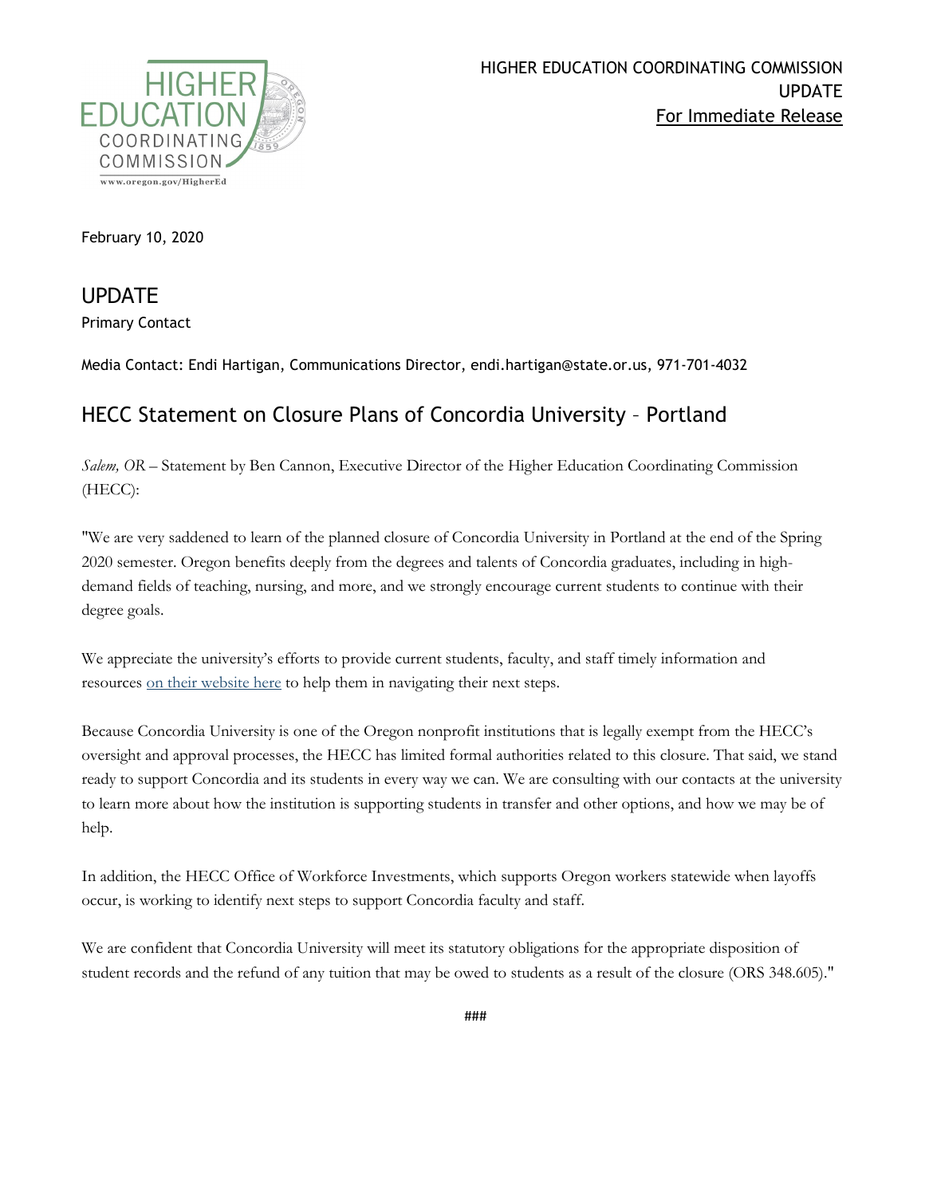HIGHER EDUCATION COORDINATING COMMISSION
UPDATE
For Immediate Release

February 10, 2020

## UPDATE

Primary Contact

Media Contact: Endi Hartigan, Communications Director, endi.hartigan@state.or.us, 971-701-4032

# HECC Statement on Closure Plans of Concordia University – Portland

*Salem, OR* – Statement by Ben Cannon, Executive Director of the Higher Education Coordinating Commission (HECC):

"We are very saddened to learn of the planned closure of Concordia University in Portland at the end of the Spring 2020 semester. Oregon benefits deeply from the degrees and talents of Concordia graduates, including in high-demand fields of teaching, nursing, and more, and we strongly encourage current students to continue with their degree goals.

We appreciate the university's efforts to provide current students, faculty, and staff timely information and resources on their website here to help them in navigating their next steps.

Because Concordia University is one of the Oregon nonprofit institutions that is legally exempt from the HECC's oversight and approval processes, the HECC has limited formal authorities related to this closure. That said, we stand ready to support Concordia and its students in every way we can. We are consulting with our contacts at the university to learn more about how the institution is supporting students in transfer and other options, and how we may be of help.

In addition, the HECC Office of Workforce Investments, which supports Oregon workers statewide when layoffs occur, is working to identify next steps to support Concordia faculty and staff.

We are confident that Concordia University will meet its statutory obligations for the appropriate disposition of student records and the refund of any tuition that may be owed to students as a result of the closure (ORS 348.605)."

###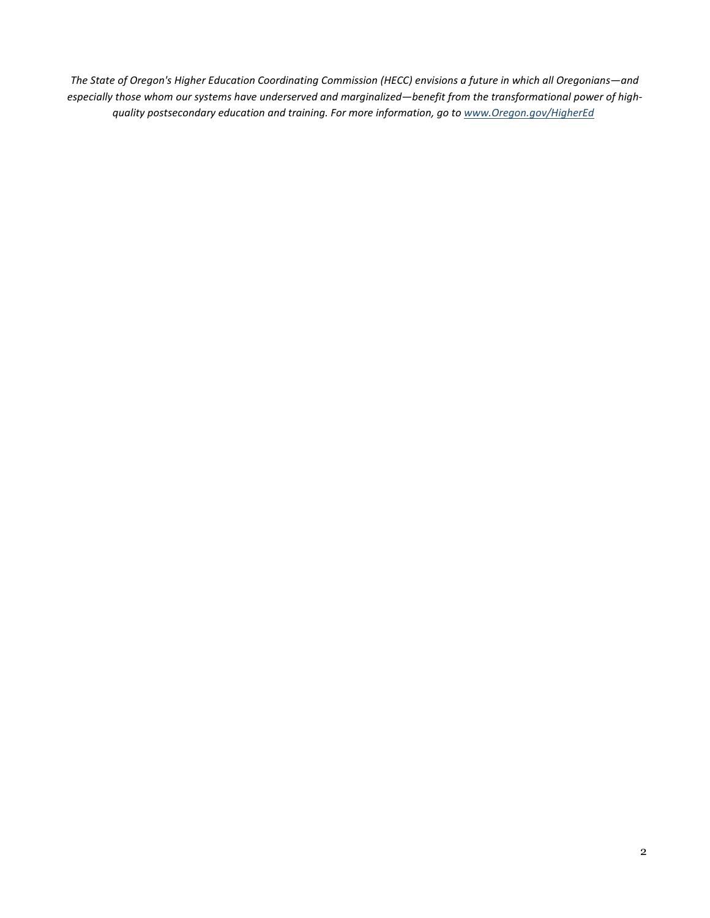*The State of Oregon's Higher Education Coordinating Commission (HECC) envisions a future in which all Oregonians—and especially those whom our systems have underserved and marginalized—benefit from the transformational power of high-quality postsecondary education and training. For more information, go to [www.Oregon.gov/HigherEd](http://www.Oregon.gov/HigherEd)*